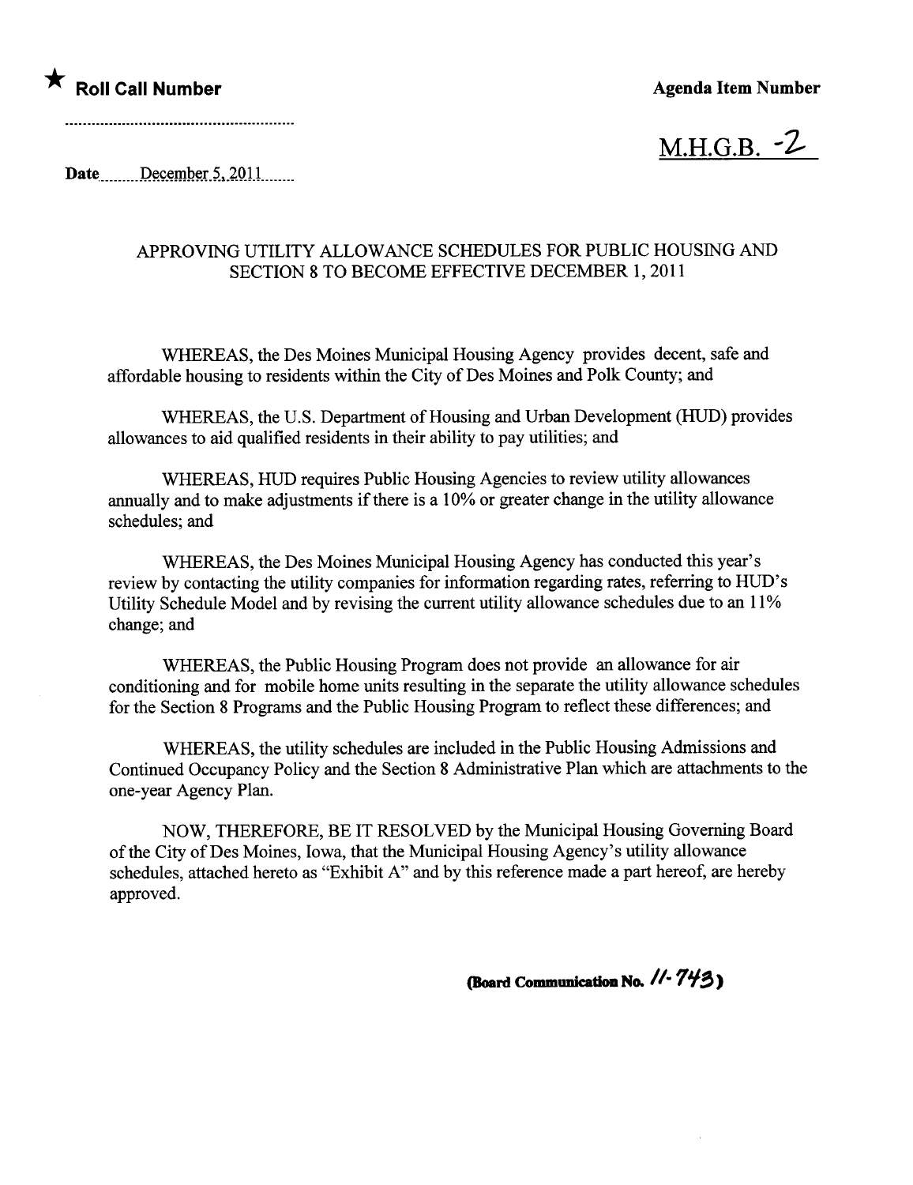★ **Roll Call Number**

**Agenda Item Number**

.........................................................

M.H.G.B. -2

**Date** December 5, 2011

APPROVING UTILITY ALLOWANCE SCHEDULES FOR PUBLIC HOUSING AND SECTION 8 TO BECOME EFFECTIVE DECEMBER 1, 2011

WHEREAS, the Des Moines Municipal Housing Agency provides decent, safe and affordable housing to residents within the City of Des Moines and Polk County; and

WHEREAS, the U.S. Department of Housing and Urban Development (HUD) provides allowances to aid qualified residents in their ability to pay utilities; and

WHEREAS, HUD requires Public Housing Agencies to review utility allowances annually and to make adjustments if there is a 10% or greater change in the utility allowance schedules; and

WHEREAS, the Des Moines Municipal Housing Agency has conducted this year's review by contacting the utility companies for information regarding rates, referring to HUD's Utility Schedule Model and by revising the current utility allowance schedules due to an 11% change; and

WHEREAS, the Public Housing Program does not provide an allowance for air conditioning and for mobile home units resulting in the separate the utility allowance schedules for the Section 8 Programs and the Public Housing Program to reflect these differences; and

WHEREAS, the utility schedules are included in the Public Housing Admissions and Continued Occupancy Policy and the Section 8 Administrative Plan which are attachments to the one-year Agency Plan.

NOW, THEREFORE, BE IT RESOLVED by the Municipal Housing Governing Board of the City of Des Moines, Iowa, that the Municipal Housing Agency's utility allowance schedules, attached hereto as "Exhibit A" and by this reference made a part hereof, are hereby approved.

**(Board Communication No. 11-743)**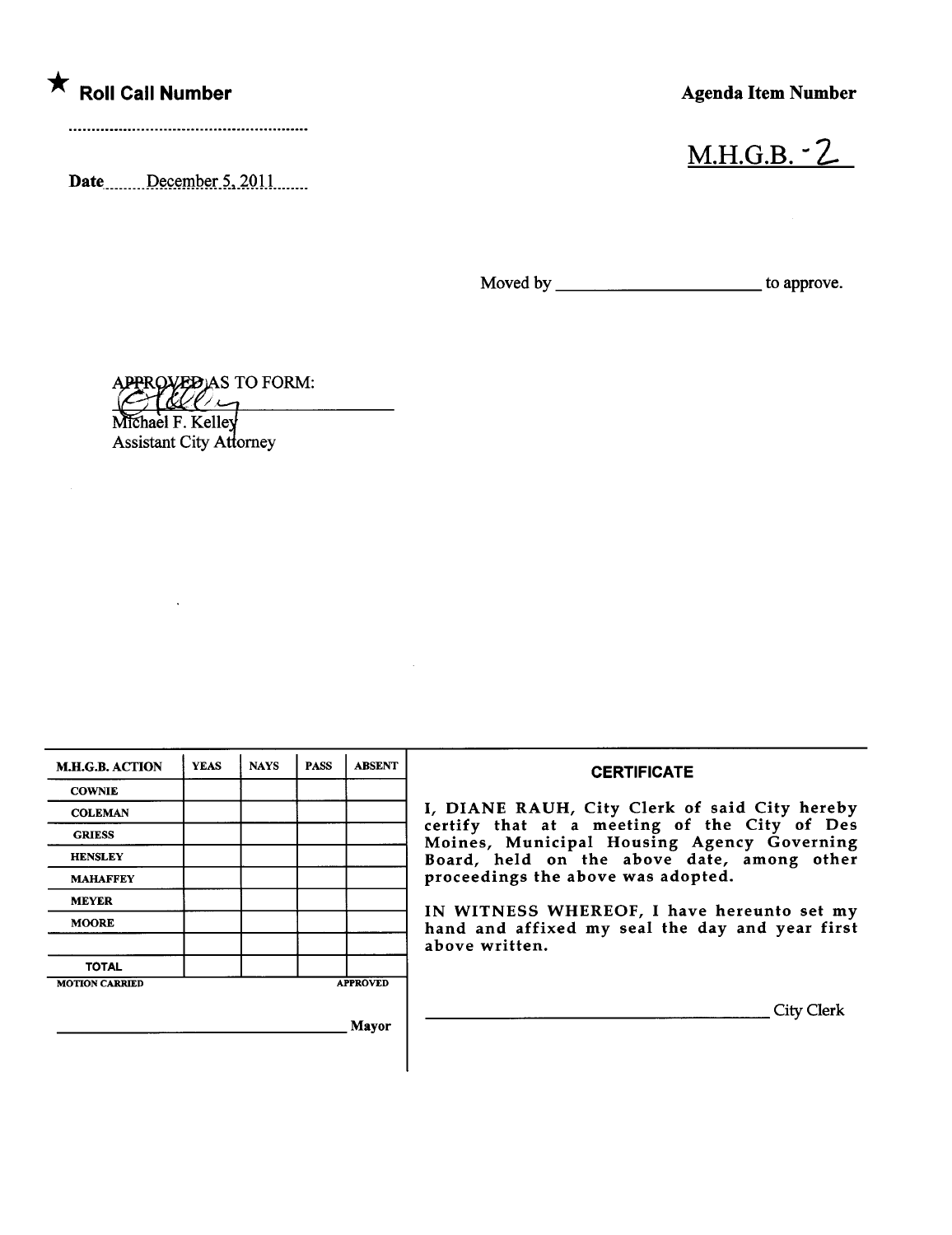★ **Roll Call Number**

**Agenda Item Number**

M.H.G.B. - 2

..........................................................

**Date** December 5, 2011

Moved by ________________________ to approve.

APPROVED AS TO FORM:

Michael F. Kelley
Assistant City Attorney

| M.H.G.B. ACTION | YEAS | NAYS | PASS | ABSENT |
|---|---|---|---|---|
| COWNIE | | | | |
| COLEMAN | | | | |
| GRIESS | | | | |
| HENSLEY | | | | |
| MAHAFFEY | | | | |
| MEYER | | | | |
| MOORE | | | | |
| | | | | |
| TOTAL | | | | |

MOTION CARRIED APPROVED

________________________________ Mayor

**CERTIFICATE**

I, DIANE RAUH, City Clerk of said City hereby certify that at a meeting of the City of Des Moines, Municipal Housing Agency Governing Board, held on the above date, among other proceedings the above was adopted.

IN WITNESS WHEREOF, I have hereunto set my hand and affixed my seal the day and year first above written.

________________________________ City Clerk